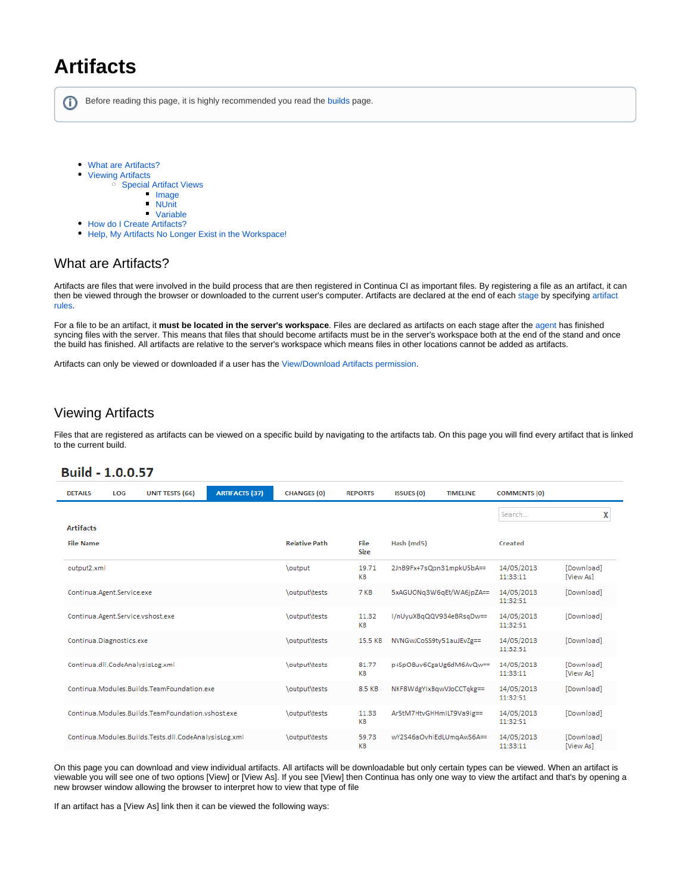# Artifacts

Before reading this page, it is highly recommended you read the builds page.

- What are Artifacts?
- Viewing Artifacts
  - Special Artifact Views
    - Image
    - NUnit
    - Variable
- How do I Create Artifacts?
- Help, My Artifacts No Longer Exist in the Workspace!

## What are Artifacts?

Artifacts are files that were involved in the build process that are then registered in Continua CI as important files. By registering a file as an artifact, it can then be viewed through the browser or downloaded to the current user's computer. Artifacts are declared at the end of each stage by specifying artifact rules.

For a file to be an artifact, it **must be located in the server's workspace**. Files are declared as artifacts on each stage after the agent has finished syncing files with the server. This means that files that should become artifacts must be in the server's workspace both at the end of the stand and once the build has finished. All artifacts are relative to the server's workspace which means files in other locations cannot be added as artifacts.

Artifacts can only be viewed or downloaded if a user has the View/Download Artifacts permission.

## Viewing Artifacts

Files that are registered as artifacts can be viewed on a specific build by navigating to the artifacts tab. On this page you will find every artifact that is linked to the current build.

**Build - 1.0.0.57**

DETAILS | LOG | UNIT TESTS (66) | ARTIFACTS (37) | CHANGES (0) | REPORTS | ISSUES (0) | TIMELINE | COMMENTS (0)

Search...

Artifacts

| File Name | Relative Path | File Size | Hash (md5) | Created | |
|---|---|---|---|---|---|
| output2.xml | \output | 19.71 KB | 2JnB9Fx+7sQon31mpkU5bA== | 14/05/2013 11:33:11 | [Download] [View As] |
| Continua.Agent.Service.exe | \output\tests | 7 KB | 5xAGUONq3W6qEt/WA6jpZA== | 14/05/2013 11:32:51 | [Download] |
| Continua.Agent.Service.vshost.exe | \output\tests | 11.32 KB | l/nUyuXBqQQV934eBRsqDw== | 14/05/2013 11:32:51 | [Download] |
| Continua.Diagnostics.exe | \output\tests | 15.5 KB | NVNGwJCoSS9ty51auJEvZg== | 14/05/2013 11:32:51 | [Download] |
| Continua.dll.CodeAnalysisLog.xml | \output\tests | 81.77 KB | p+SpOBuv6CgaUg6dM6AvQw== | 14/05/2013 11:33:11 | [Download] [View As] |
| Continua.Modules.Builds.TeamFoundation.exe | \output\tests | 8.5 KB | NKF8WdgYIx8qwVJoCCTqkg== | 14/05/2013 11:32:51 | [Download] |
| Continua.Modules.Builds.TeamFoundation.vshost.exe | \output\tests | 11.33 KB | Ar5tM7HtvGHHmILT9Va9ig== | 14/05/2013 11:32:51 | [Download] |
| Continua.Modules.Builds.Tests.dll.CodeAnalysisLog.xml | \output\tests | 59.73 KB | wY2S46aOvhIEdLUmqAwS6A== | 14/05/2013 11:33:11 | [Download] [View As] |

On this page you can download and view individual artifacts. All artifacts will be downloadable but only certain types can be viewed. When an artifact is viewable you will see one of two options [View] or [View As]. If you see [View] then Continua has only one way to view the artifact and that's by opening a new browser window allowing the browser to interpret how to view that type of file

If an artifact has a [View As] link then it can be viewed the following ways: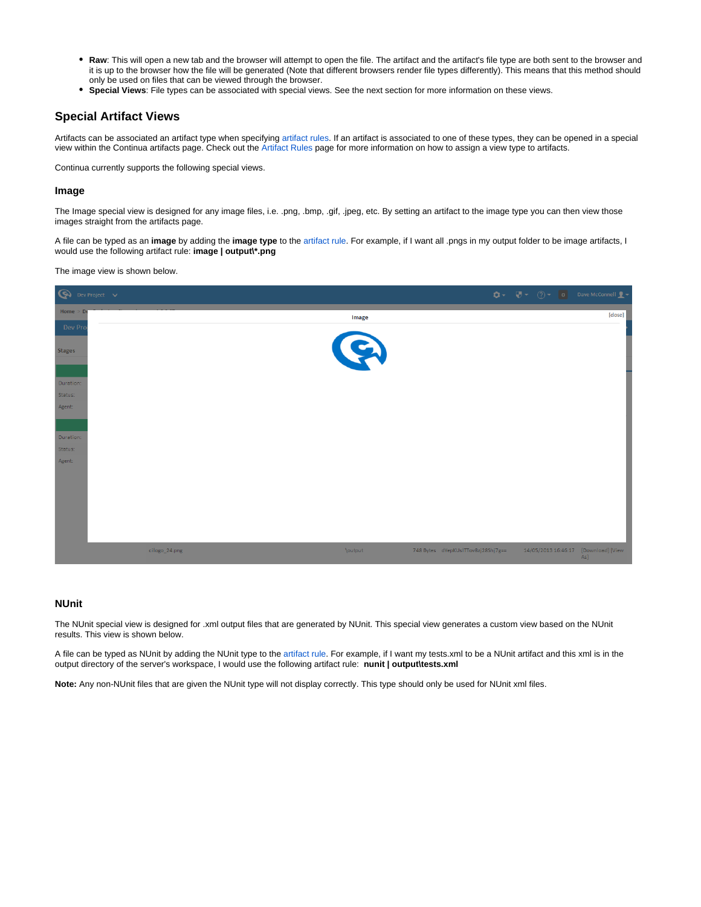- **Raw**: This will open a new tab and the browser will attempt to open the file. The artifact and the artifact's file type are both sent to the browser and it is up to the browser how the file will be generated (Note that different browsers render file types differently). This means that this method should only be used on files that can be viewed through the browser.
- **Special Views**: File types can be associated with special views. See the next section for more information on these views.

## Special Artifact Views

Artifacts can be associated an artifact type when specifying artifact rules. If an artifact is associated to one of these types, they can be opened in a special view within the Continua artifacts page. Check out the Artifact Rules page for more information on how to assign a view type to artifacts.

Continua currently supports the following special views.

### Image

The Image special view is designed for any image files, i.e. .png, .bmp, .gif, .jpeg, etc. By setting an artifact to the image type you can then view those images straight from the artifacts page.

A file can be typed as an **image** by adding the **image type** to the artifact rule. For example, if I want all .pngs in my output folder to be image artifacts, I would use the following artifact rule: **image | output\*.png**

The image view is shown below.

### NUnit

The NUnit special view is designed for .xml output files that are generated by NUnit. This special view generates a custom view based on the NUnit results. This view is shown below.

A file can be typed as NUnit by adding the NUnit type to the artifact rule. For example, if I want my tests.xml to be a NUnit artifact and this xml is in the output directory of the server's workspace, I would use the following artifact rule: **nunit | output\tests.xml**

**Note:** Any non-NUnit files that are given the NUnit type will not display correctly. This type should only be used for NUnit xml files.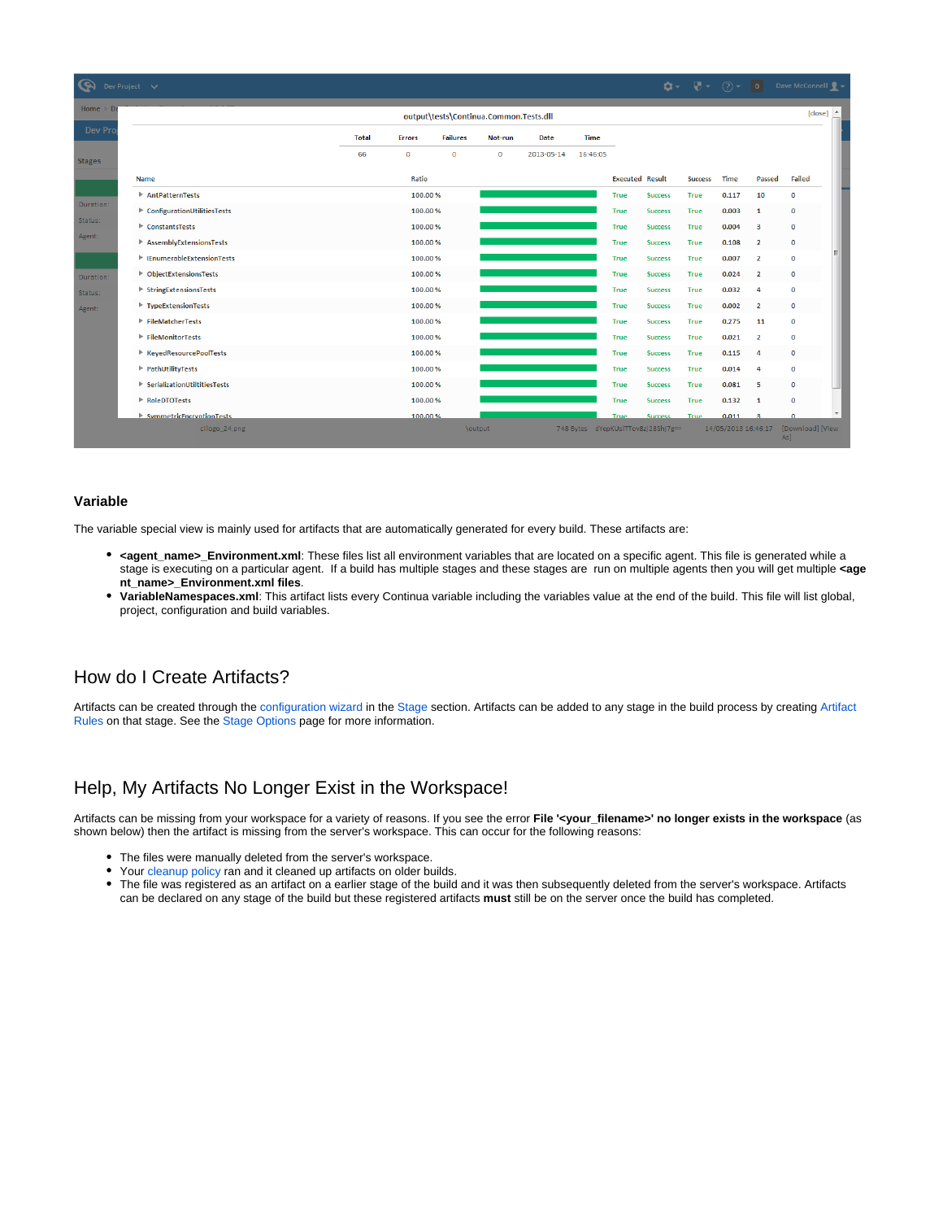## Variable

The variable special view is mainly used for artifacts that are automatically generated for every build. These artifacts are:

- **<agent_name>_Environment.xml**: These files list all environment variables that are located on a specific agent. This file is generated while a stage is executing on a particular agent. If a build has multiple stages and these stages are run on multiple agents then you will get multiple **<agent_name>_Environment.xml files**.
- **VariableNamespaces.xml**: This artifact lists every Continua variable including the variables value at the end of the build. This file will list global, project, configuration and build variables.

# How do I Create Artifacts?

Artifacts can be created through the configuration wizard in the Stage section. Artifacts can be added to any stage in the build process by creating Artifact Rules on that stage. See the Stage Options page for more information.

# Help, My Artifacts No Longer Exist in the Workspace!

Artifacts can be missing from your workspace for a variety of reasons. If you see the error **File '<your_filename>' no longer exists in the workspace** (as shown below) then the artifact is missing from the server's workspace. This can occur for the following reasons:

- The files were manually deleted from the server's workspace.
- Your cleanup policy ran and it cleaned up artifacts on older builds.
- The file was registered as an artifact on a earlier stage of the build and it was then subsequently deleted from the server's workspace. Artifacts can be declared on any stage of the build but these registered artifacts **must** still be on the server once the build has completed.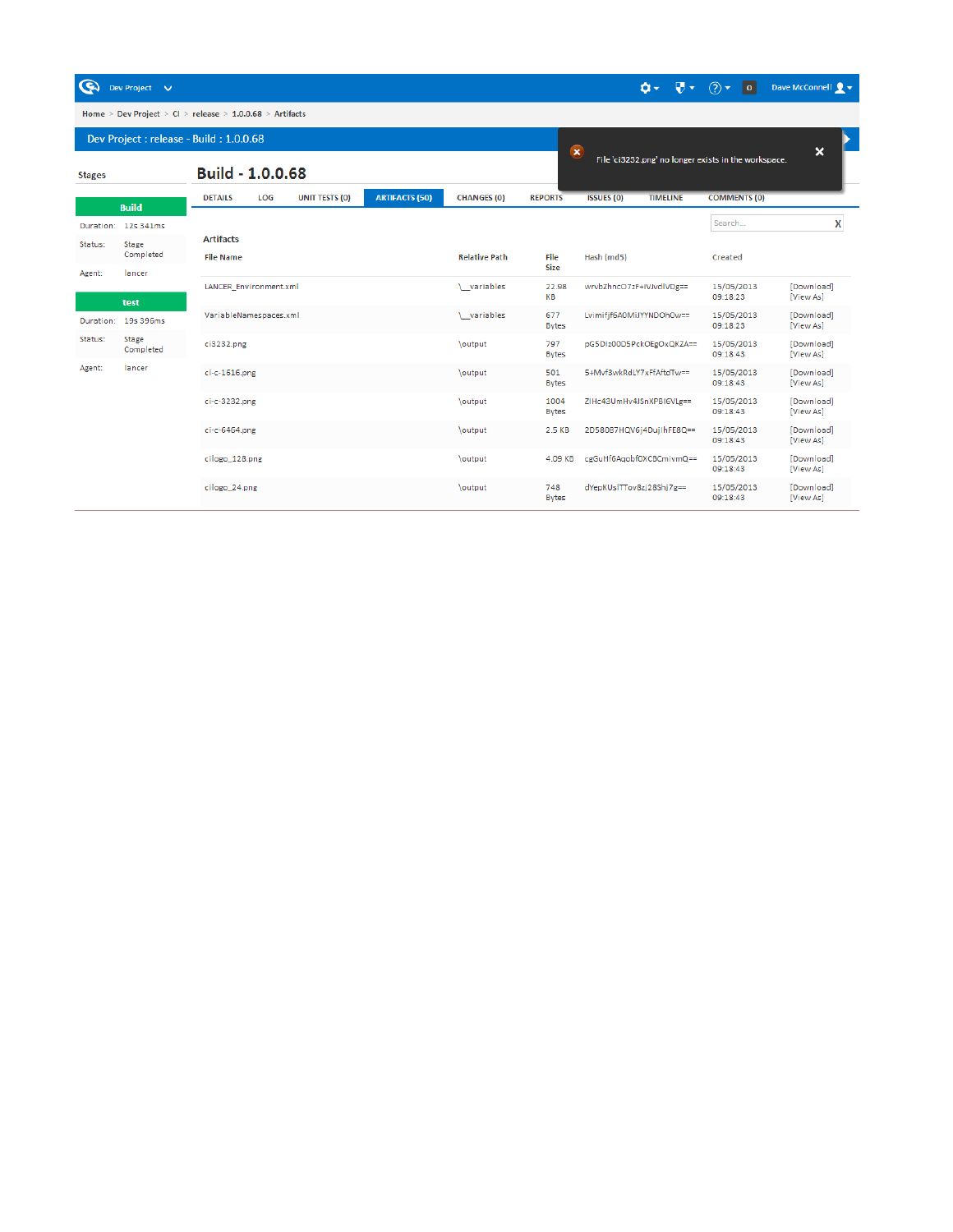Dev Project

Home > Dev Project > CI > release > 1.0.0.68 > Artifacts

Dev Project : release - Build : 1.0.0.68

File 'ci3232.png' no longer exists in the workspace.

**Stages**

**Build**

Duration: 12s 341ms

Status: Stage Completed

Agent: lancer

**test**

Duration: 19s 396ms

Status: Stage Completed

Agent: lancer

## Build - 1.0.0.68

DETAILS | LOG | UNIT TESTS (0) | ARTIFACTS (50) | CHANGES (0) | REPORTS | ISSUES (0) | TIMELINE | COMMENTS (0)

Search...

**Artifacts**

| File Name | Relative Path | File Size | Hash (md5) | Created | |
|---|---|---|---|---|---|
| LANCER_Environment.xml | \_variables | 22.98 KB | wrvbZhncO7zF+IVJvdlVDg== | 15/05/2013 09:18:23 | [Download] [View As] |
| VariableNamespaces.xml | \_variables | 677 Bytes | LvimifjfSA0MiJYYNDOhOw== | 15/05/2013 09:18:23 | [Download] [View As] |
| ci3232.png | \output | 797 Bytes | pG5DIz00D5PckOEgOxQKZA== | 15/05/2013 09:18:43 | [Download] [View As] |
| ci-c-1616.png | \output | 501 Bytes | 5+Mvf3wkRdLY7xFfAftdTw== | 15/05/2013 09:18:43 | [Download] [View As] |
| ci-c-3232.png | \output | 1004 Bytes | ZIHc43UmHv4JSnXPBI6VLg== | 15/05/2013 09:18:43 | [Download] [View As] |
| ci-c-6464.png | \output | 2.5 KB | 2D58087HQV6j4DujlhFE8Q== | 15/05/2013 09:18:43 | [Download] [View As] |
| cilogo_128.png | \output | 4.09 KB | cgGuHf6AqcbfOXCBCmivmQ== | 15/05/2013 09:18:43 | [Download] [View As] |
| cilogo_24.png | \output | 748 Bytes | dYepKUsITTov8zj283hj7g== | 15/05/2013 09:18:43 | [Download] [View As] |